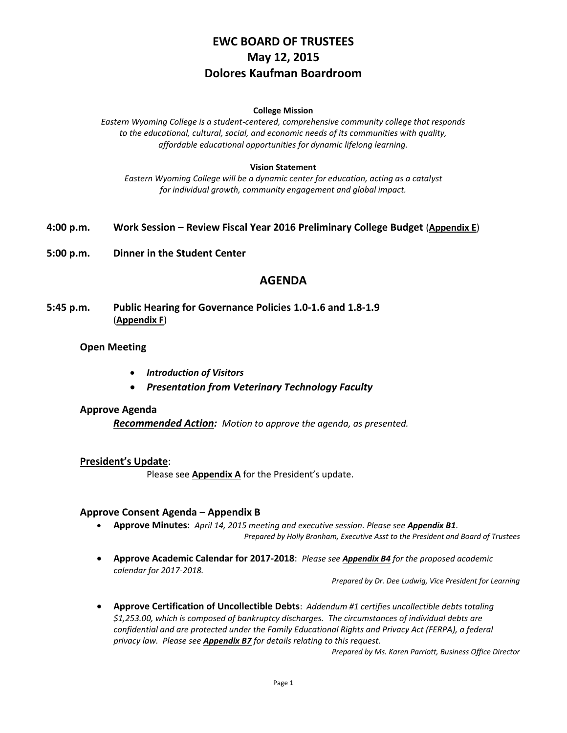# EWC BOARD OF TRUSTEES
# May 12, 2015
# Dolores Kaufman Boardroom

**College Mission**

*Eastern Wyoming College is a student-centered, comprehensive community college that responds to the educational, cultural, social, and economic needs of its communities with quality, affordable educational opportunities for dynamic lifelong learning.*

**Vision Statement**

*Eastern Wyoming College will be a dynamic center for education, acting as a catalyst for individual growth, community engagement and global impact.*

**4:00 p.m. Work Session – Review Fiscal Year 2016 Preliminary College Budget** (**Appendix E**)

**5:00 p.m. Dinner in the Student Center**

## AGENDA

**5:45 p.m. Public Hearing for Governance Policies 1.0-1.6 and 1.8-1.9** (**Appendix F**)

### Open Meeting

- ***Introduction of Visitors***
- ***Presentation from Veterinary Technology Faculty***

### Approve Agenda

***Recommended Action:*** *Motion to approve the agenda, as presented.*

### President's Update:

Please see **Appendix A** for the President's update.

### Approve Consent Agenda – Appendix B

- **Approve Minutes**: *April 14, 2015 meeting and executive session. Please see* ***Appendix B1****.*
  *Prepared by Holly Branham, Executive Asst to the President and Board of Trustees*

- **Approve Academic Calendar for 2017-2018**: *Please see* ***Appendix B4*** *for the proposed academic calendar for 2017-2018.*
  *Prepared by Dr. Dee Ludwig, Vice President for Learning*

- **Approve Certification of Uncollectible Debts**: *Addendum #1 certifies uncollectible debts totaling $1,253.00, which is composed of bankruptcy discharges. The circumstances of individual debts are confidential and are protected under the Family Educational Rights and Privacy Act (FERPA), a federal privacy law. Please see* ***Appendix B7*** *for details relating to this request.*
  *Prepared by Ms. Karen Parriott, Business Office Director*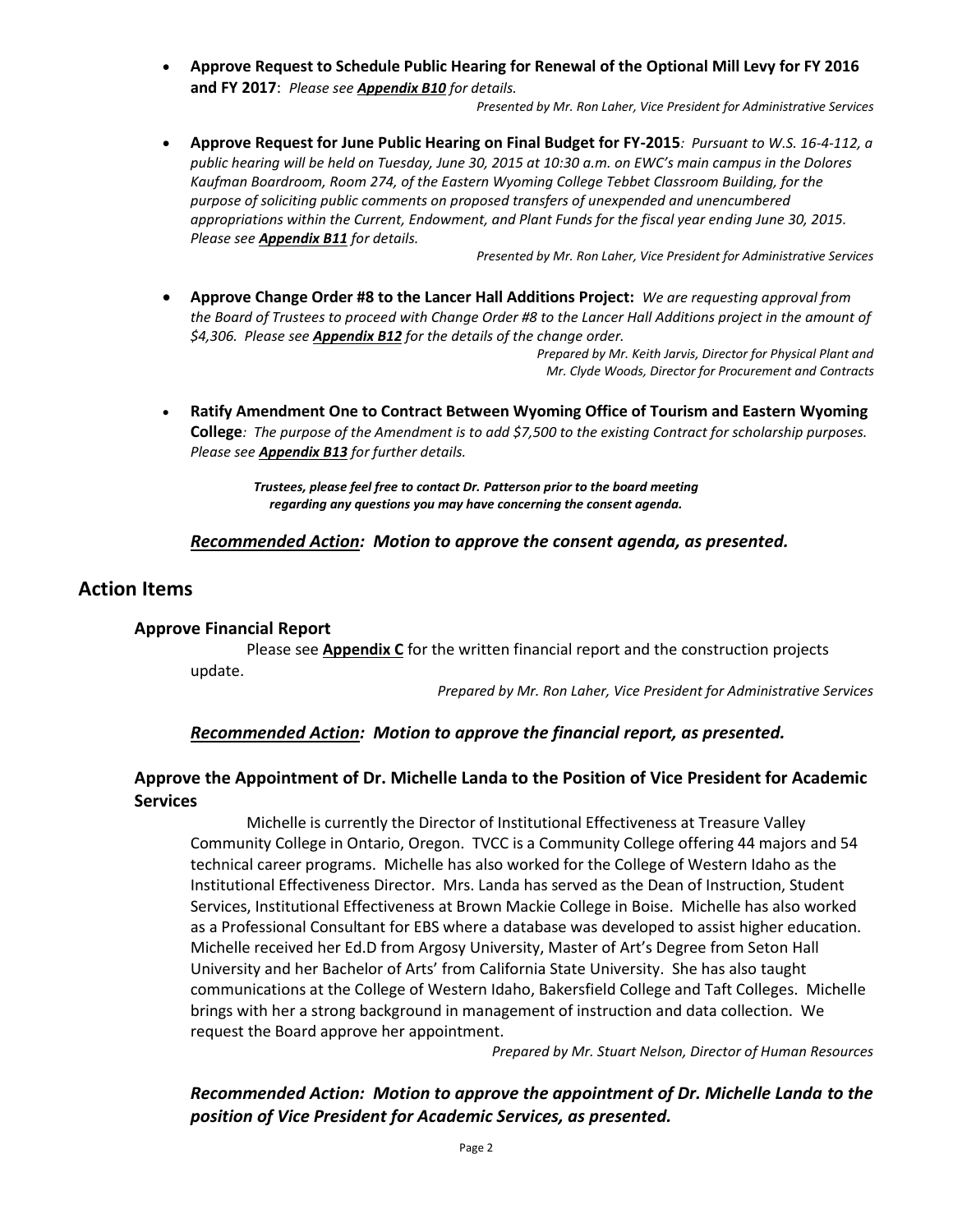- **Approve Request to Schedule Public Hearing for Renewal of the Optional Mill Levy for FY 2016 and FY 2017**: *Please see **Appendix B10** for details.*

  *Presented by Mr. Ron Laher, Vice President for Administrative Services*

- **Approve Request for June Public Hearing on Final Budget for FY-2015***: Pursuant to W.S. 16-4-112, a public hearing will be held on Tuesday, June 30, 2015 at 10:30 a.m. on EWC's main campus in the Dolores Kaufman Boardroom, Room 274, of the Eastern Wyoming College Tebbet Classroom Building, for the purpose of soliciting public comments on proposed transfers of unexpended and unencumbered appropriations within the Current, Endowment, and Plant Funds for the fiscal year ending June 30, 2015. Please see **Appendix B11** for details.*

  *Presented by Mr. Ron Laher, Vice President for Administrative Services*

- **Approve Change Order #8 to the Lancer Hall Additions Project:** *We are requesting approval from the Board of Trustees to proceed with Change Order #8 to the Lancer Hall Additions project in the amount of $4,306. Please see **Appendix B12** for the details of the change order.*

  *Prepared by Mr. Keith Jarvis, Director for Physical Plant and Mr. Clyde Woods, Director for Procurement and Contracts*

- **Ratify Amendment One to Contract Between Wyoming Office of Tourism and Eastern Wyoming College***: The purpose of the Amendment is to add $7,500 to the existing Contract for scholarship purposes. Please see **Appendix B13** for further details.*

***Trustees, please feel free to contact Dr. Patterson prior to the board meeting regarding any questions you may have concerning the consent agenda.***

***Recommended Action**: Motion to approve the consent agenda, as presented.*

## Action Items

### Approve Financial Report

Please see **Appendix C** for the written financial report and the construction projects update.

*Prepared by Mr. Ron Laher, Vice President for Administrative Services*

***Recommended Action**: Motion to approve the financial report, as presented.*

### Approve the Appointment of Dr. Michelle Landa to the Position of Vice President for Academic Services

Michelle is currently the Director of Institutional Effectiveness at Treasure Valley Community College in Ontario, Oregon. TVCC is a Community College offering 44 majors and 54 technical career programs. Michelle has also worked for the College of Western Idaho as the Institutional Effectiveness Director. Mrs. Landa has served as the Dean of Instruction, Student Services, Institutional Effectiveness at Brown Mackie College in Boise. Michelle has also worked as a Professional Consultant for EBS where a database was developed to assist higher education. Michelle received her Ed.D from Argosy University, Master of Art's Degree from Seton Hall University and her Bachelor of Arts' from California State University. She has also taught communications at the College of Western Idaho, Bakersfield College and Taft Colleges. Michelle brings with her a strong background in management of instruction and data collection. We request the Board approve her appointment.

*Prepared by Mr. Stuart Nelson, Director of Human Resources*

***Recommended Action: Motion to approve the appointment of Dr. Michelle Landa to the position of Vice President for Academic Services, as presented.***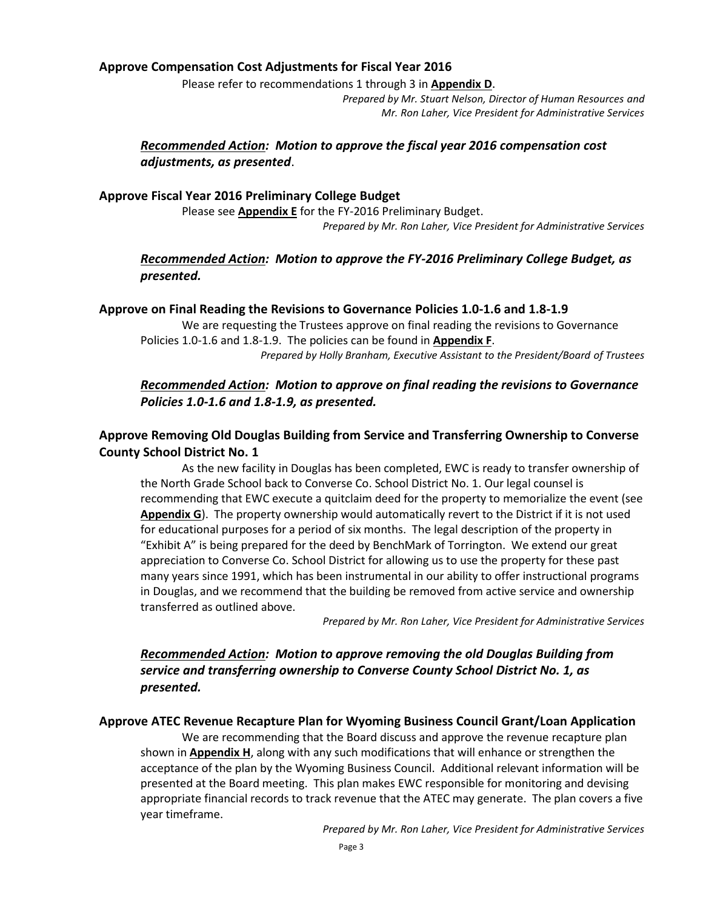### Approve Compensation Cost Adjustments for Fiscal Year 2016

Please refer to recommendations 1 through 3 in **Appendix D**.

*Prepared by Mr. Stuart Nelson, Director of Human Resources and Mr. Ron Laher, Vice President for Administrative Services*

***Recommended Action:*** ***Motion to approve the fiscal year 2016 compensation cost adjustments, as presented***.

### Approve Fiscal Year 2016 Preliminary College Budget

Please see **Appendix E** for the FY-2016 Preliminary Budget.

*Prepared by Mr. Ron Laher, Vice President for Administrative Services*

***Recommended Action:*** ***Motion to approve the FY-2016 Preliminary College Budget, as presented.***

### Approve on Final Reading the Revisions to Governance Policies 1.0-1.6 and 1.8-1.9

We are requesting the Trustees approve on final reading the revisions to Governance Policies 1.0-1.6 and 1.8-1.9. The policies can be found in **Appendix F**.

*Prepared by Holly Branham, Executive Assistant to the President/Board of Trustees*

***Recommended Action:*** ***Motion to approve on final reading the revisions to Governance Policies 1.0-1.6 and 1.8-1.9, as presented.***

### Approve Removing Old Douglas Building from Service and Transferring Ownership to Converse County School District No. 1

As the new facility in Douglas has been completed, EWC is ready to transfer ownership of the North Grade School back to Converse Co. School District No. 1. Our legal counsel is recommending that EWC execute a quitclaim deed for the property to memorialize the event (see **Appendix G**). The property ownership would automatically revert to the District if it is not used for educational purposes for a period of six months. The legal description of the property in "Exhibit A" is being prepared for the deed by BenchMark of Torrington. We extend our great appreciation to Converse Co. School District for allowing us to use the property for these past many years since 1991, which has been instrumental in our ability to offer instructional programs in Douglas, and we recommend that the building be removed from active service and ownership transferred as outlined above.

*Prepared by Mr. Ron Laher, Vice President for Administrative Services*

***Recommended Action:*** ***Motion to approve removing the old Douglas Building from service and transferring ownership to Converse County School District No. 1, as presented.***

### Approve ATEC Revenue Recapture Plan for Wyoming Business Council Grant/Loan Application

We are recommending that the Board discuss and approve the revenue recapture plan shown in **Appendix H**, along with any such modifications that will enhance or strengthen the acceptance of the plan by the Wyoming Business Council. Additional relevant information will be presented at the Board meeting. This plan makes EWC responsible for monitoring and devising appropriate financial records to track revenue that the ATEC may generate. The plan covers a five year timeframe.

*Prepared by Mr. Ron Laher, Vice President for Administrative Services*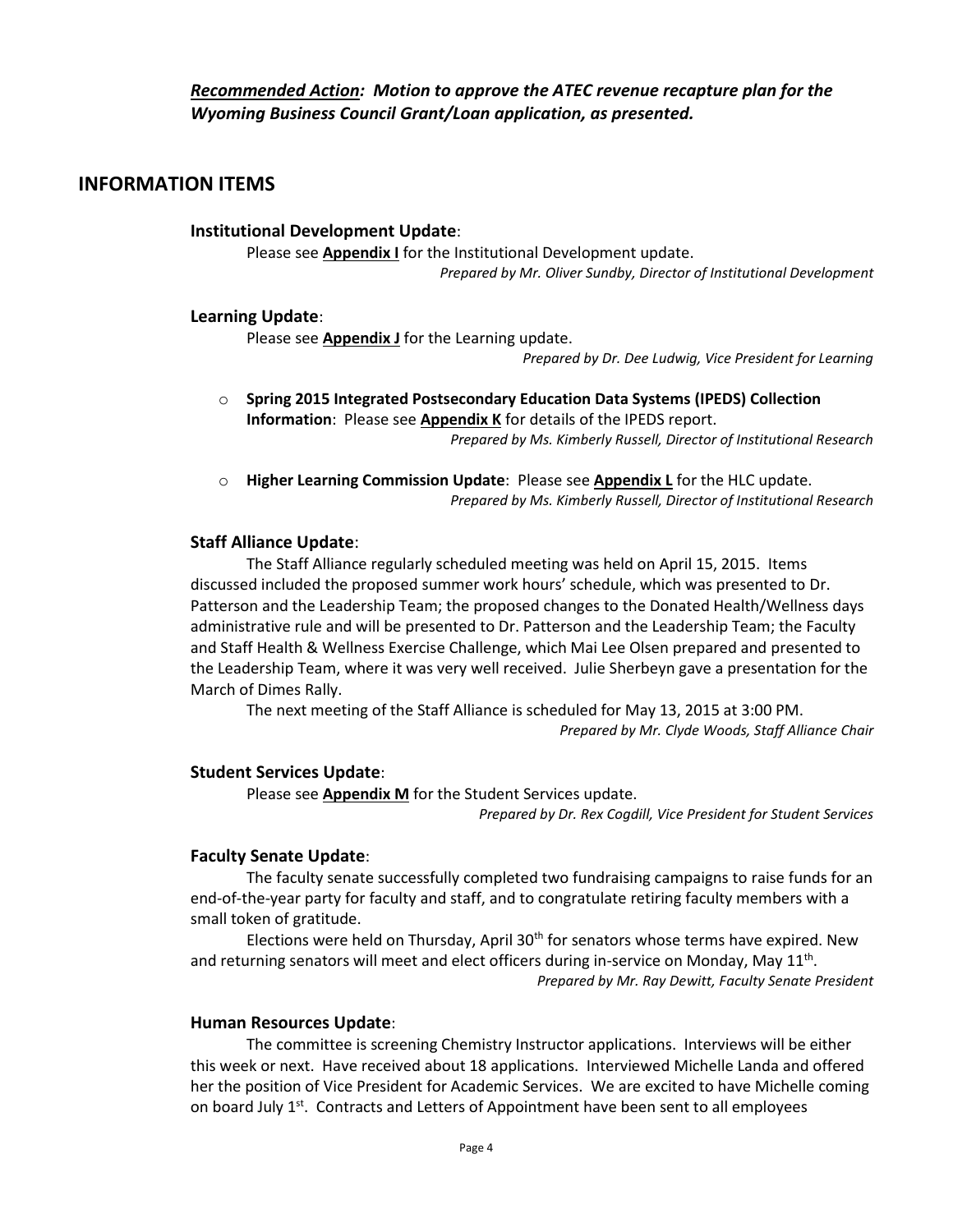***Recommended Action:*** ***Motion to approve the ATEC revenue recapture plan for the Wyoming Business Council Grant/Loan application, as presented.***

## INFORMATION ITEMS

### Institutional Development Update:

Please see **Appendix I** for the Institutional Development update.

*Prepared by Mr. Oliver Sundby, Director of Institutional Development*

### Learning Update:

Please see **Appendix J** for the Learning update.

*Prepared by Dr. Dee Ludwig, Vice President for Learning*

- **Spring 2015 Integrated Postsecondary Education Data Systems (IPEDS) Collection Information**: Please see **Appendix K** for details of the IPEDS report.

  *Prepared by Ms. Kimberly Russell, Director of Institutional Research*

- **Higher Learning Commission Update**: Please see **Appendix L** for the HLC update.

  *Prepared by Ms. Kimberly Russell, Director of Institutional Research*

### Staff Alliance Update:

The Staff Alliance regularly scheduled meeting was held on April 15, 2015. Items discussed included the proposed summer work hours' schedule, which was presented to Dr. Patterson and the Leadership Team; the proposed changes to the Donated Health/Wellness days administrative rule and will be presented to Dr. Patterson and the Leadership Team; the Faculty and Staff Health & Wellness Exercise Challenge, which Mai Lee Olsen prepared and presented to the Leadership Team, where it was very well received. Julie Sherbeyn gave a presentation for the March of Dimes Rally.

The next meeting of the Staff Alliance is scheduled for May 13, 2015 at 3:00 PM.

*Prepared by Mr. Clyde Woods, Staff Alliance Chair*

### Student Services Update:

Please see **Appendix M** for the Student Services update.

*Prepared by Dr. Rex Cogdill, Vice President for Student Services*

### Faculty Senate Update:

The faculty senate successfully completed two fundraising campaigns to raise funds for an end-of-the-year party for faculty and staff, and to congratulate retiring faculty members with a small token of gratitude.

Elections were held on Thursday, April 30th for senators whose terms have expired. New and returning senators will meet and elect officers during in-service on Monday, May 11th.

*Prepared by Mr. Ray Dewitt, Faculty Senate President*

### Human Resources Update:

The committee is screening Chemistry Instructor applications. Interviews will be either this week or next. Have received about 18 applications. Interviewed Michelle Landa and offered her the position of Vice President for Academic Services. We are excited to have Michelle coming on board July 1st. Contracts and Letters of Appointment have been sent to all employees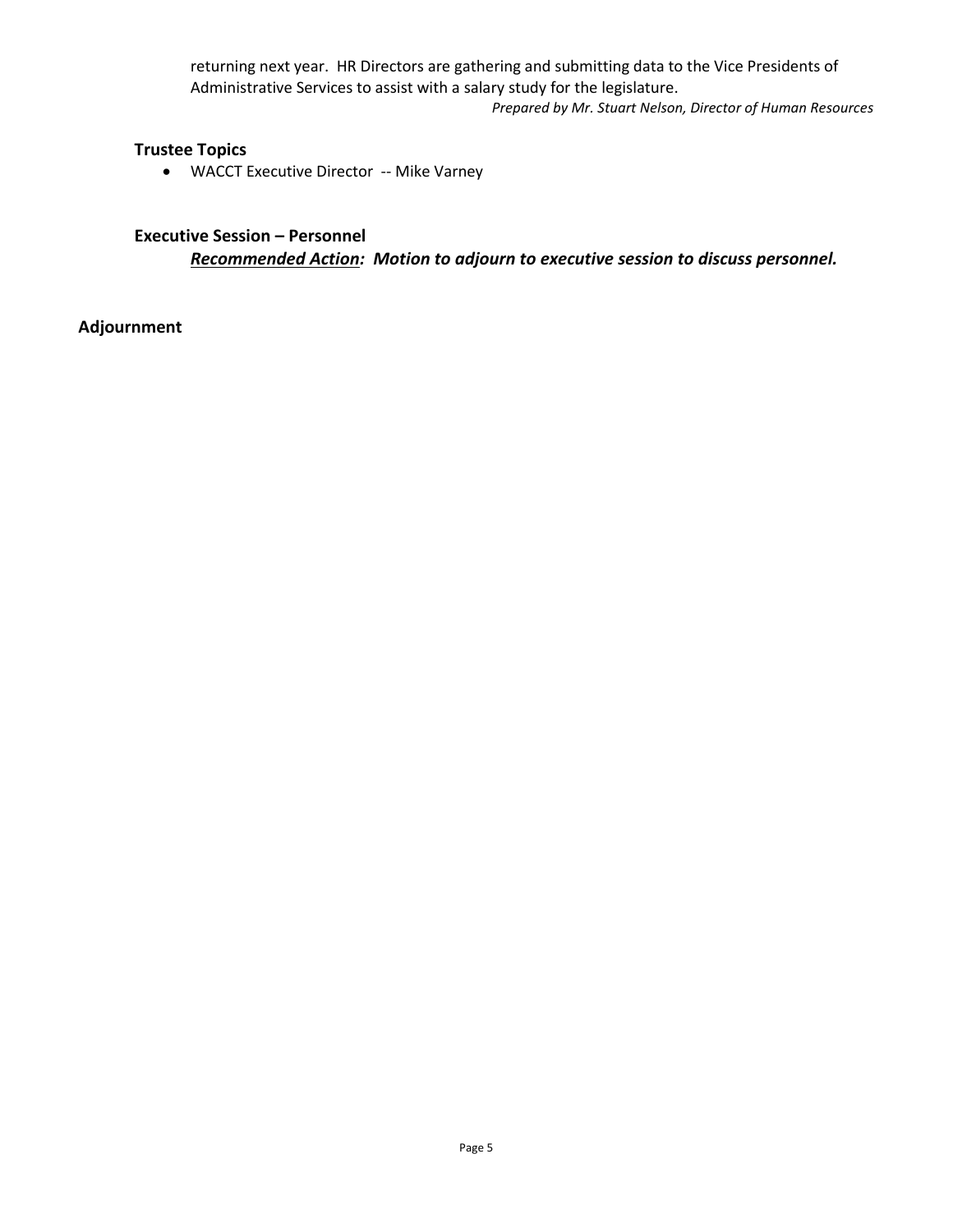returning next year. HR Directors are gathering and submitting data to the Vice Presidents of Administrative Services to assist with a salary study for the legislature.

*Prepared by Mr. Stuart Nelson, Director of Human Resources*

### Trustee Topics

- WACCT Executive Director -- Mike Varney

### Executive Session – Personnel

***Recommended Action**: Motion to adjourn to executive session to discuss personnel.*

## Adjournment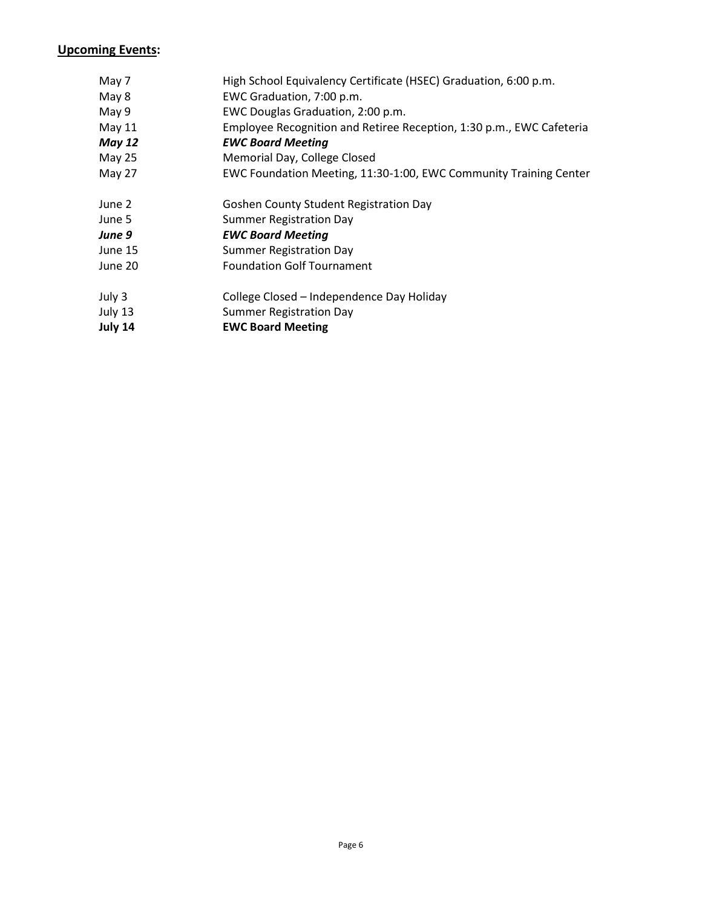**<u>Upcoming Events</u>:**

| | |
|---|---|
| May 7 | High School Equivalency Certificate (HSEC) Graduation, 6:00 p.m. |
| May 8 | EWC Graduation, 7:00 p.m. |
| May 9 | EWC Douglas Graduation, 2:00 p.m. |
| May 11 | Employee Recognition and Retiree Reception, 1:30 p.m., EWC Cafeteria |
| ***May 12*** | ***EWC Board Meeting*** |
| May 25 | Memorial Day, College Closed |
| May 27 | EWC Foundation Meeting, 11:30-1:00, EWC Community Training Center |
| | |
| June 2 | Goshen County Student Registration Day |
| June 5 | Summer Registration Day |
| ***June 9*** | ***EWC Board Meeting*** |
| June 15 | Summer Registration Day |
| June 20 | Foundation Golf Tournament |
| | |
| July 3 | College Closed – Independence Day Holiday |
| July 13 | Summer Registration Day |
| **July 14** | **EWC Board Meeting** |